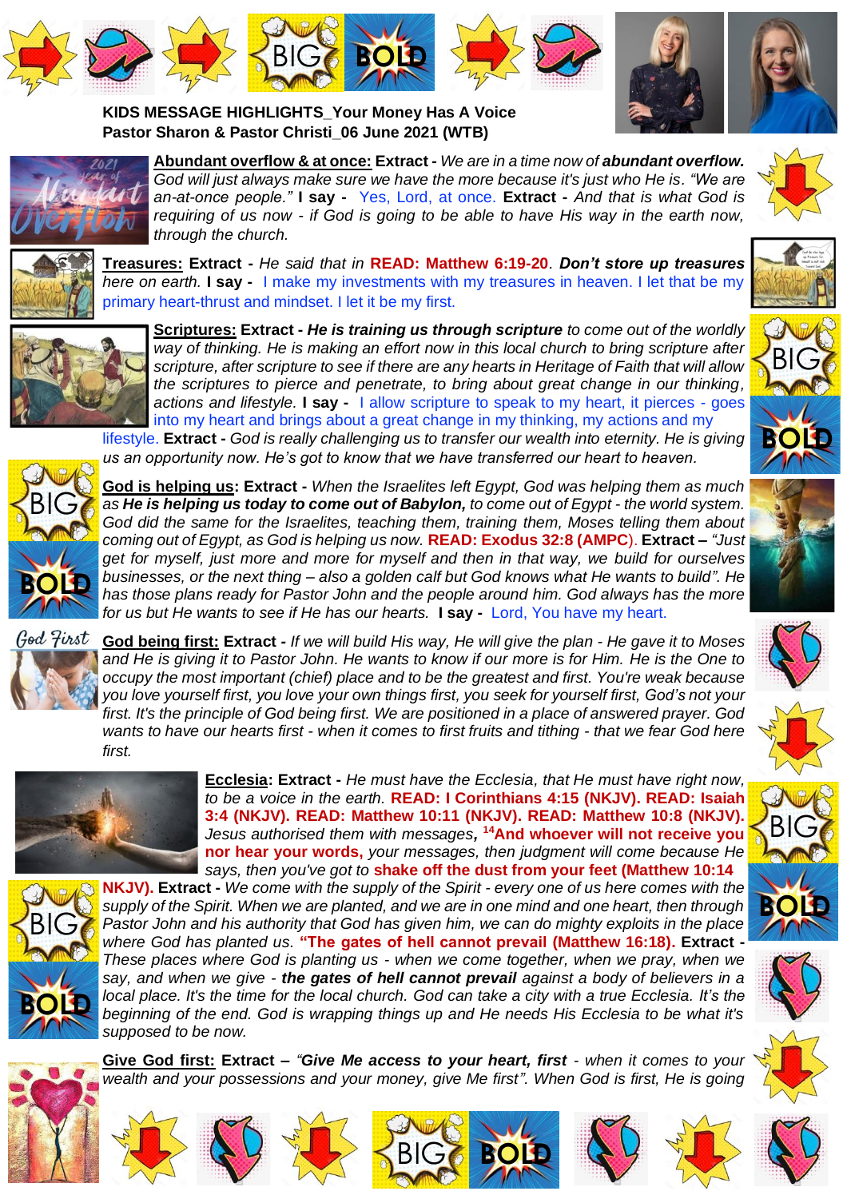**KIDS MESSAGE HIGHLIGHTS_Your Money Has A Voice**
**Pastor Sharon & Pastor Christi_06 June 2021 (WTB)**

**Abundant overflow & at once:** **Extract -** *We are in a time now of **abundant overflow.** God will just always make sure we have the more because it's just who He is. "We are an-at-once people."* **I say -** Yes, Lord, at once. **Extract -** *And that is what God is requiring of us now - if God is going to be able to have His way in the earth now, through the church.*

**Treasures:** **Extract -** *He said that in* **READ: Matthew 6:19-20**. ***Don't store up treasures** here on earth.* **I say -** I make my investments with my treasures in heaven. I let that be my primary heart-thrust and mindset. I let it be my first.

**Scriptures:** **Extract -** ***He is training us through scripture** to come out of the worldly way of thinking. He is making an effort now in this local church to bring scripture after scripture, after scripture to see if there are any hearts in Heritage of Faith that will allow the scriptures to pierce and penetrate, to bring about great change in our thinking, actions and lifestyle.* **I say -** I allow scripture to speak to my heart, it pierces - goes into my heart and brings about a great change in my thinking, my actions and my lifestyle. **Extract -** *God is really challenging us to transfer our wealth into eternity. He is giving us an opportunity now. He's got to know that we have transferred our heart to heaven.*

**God is helping us:** **Extract -** *When the Israelites left Egypt, God was helping them as much as **He is helping us today to come out of Babylon,** to come out of Egypt - the world system. God did the same for the Israelites, teaching them, training them, Moses telling them about coming out of Egypt, as God is helping us now.* **READ: Exodus 32:8 (AMPC)**. **Extract –** *"Just get for myself, just more and more for myself and then in that way, we build for ourselves businesses, or the next thing – also a golden calf but God knows what He wants to build". He has those plans ready for Pastor John and the people around him. God always has the more for us but He wants to see if He has our hearts.* **I say -** Lord, You have my heart.

**God being first:** **Extract -** *If we will build His way, He will give the plan - He gave it to Moses and He is giving it to Pastor John. He wants to know if our more is for Him. He is the One to occupy the most important (chief) place and to be the greatest and first. You're weak because you love yourself first, you love your own things first, you seek for yourself first, God's not your first. It's the principle of God being first. We are positioned in a place of answered prayer. God wants to have our hearts first - when it comes to first fruits and tithing - that we fear God here first.*

**Ecclesia:** **Extract -** *He must have the Ecclesia, that He must have right now, to be a voice in the earth.* **READ: I Corinthians 4:15 (NKJV). READ: Isaiah 3:4 (NKJV). READ: Matthew 10:11 (NKJV). READ: Matthew 10:8 (NKJV).** *Jesus authorised them with messages,* **[14]And whoever will not receive you nor hear your words,** *your messages, then judgment will come because He says, then you've got to* **shake off the dust from your feet (Matthew 10:14 NKJV).** **Extract -** *We come with the supply of the Spirit - every one of us here comes with the supply of the Spirit. When we are planted, and we are in one mind and one heart, then through Pastor John and his authority that God has given him, we can do mighty exploits in the place where God has planted us.* **"The gates of hell cannot prevail (Matthew 16:18).** **Extract -** *These places where God is planting us - when we come together, when we pray, when we say, and when we give - **the gates of hell cannot prevail** against a body of believers in a local place. It's the time for the local church. God can take a city with a true Ecclesia. It's the beginning of the end. God is wrapping things up and He needs His Ecclesia to be what it's supposed to be now.*

**Give God first:** **Extract –** *"**Give Me access to your heart, first** - when it comes to your wealth and your possessions and your money, give Me first". When God is first, He is going*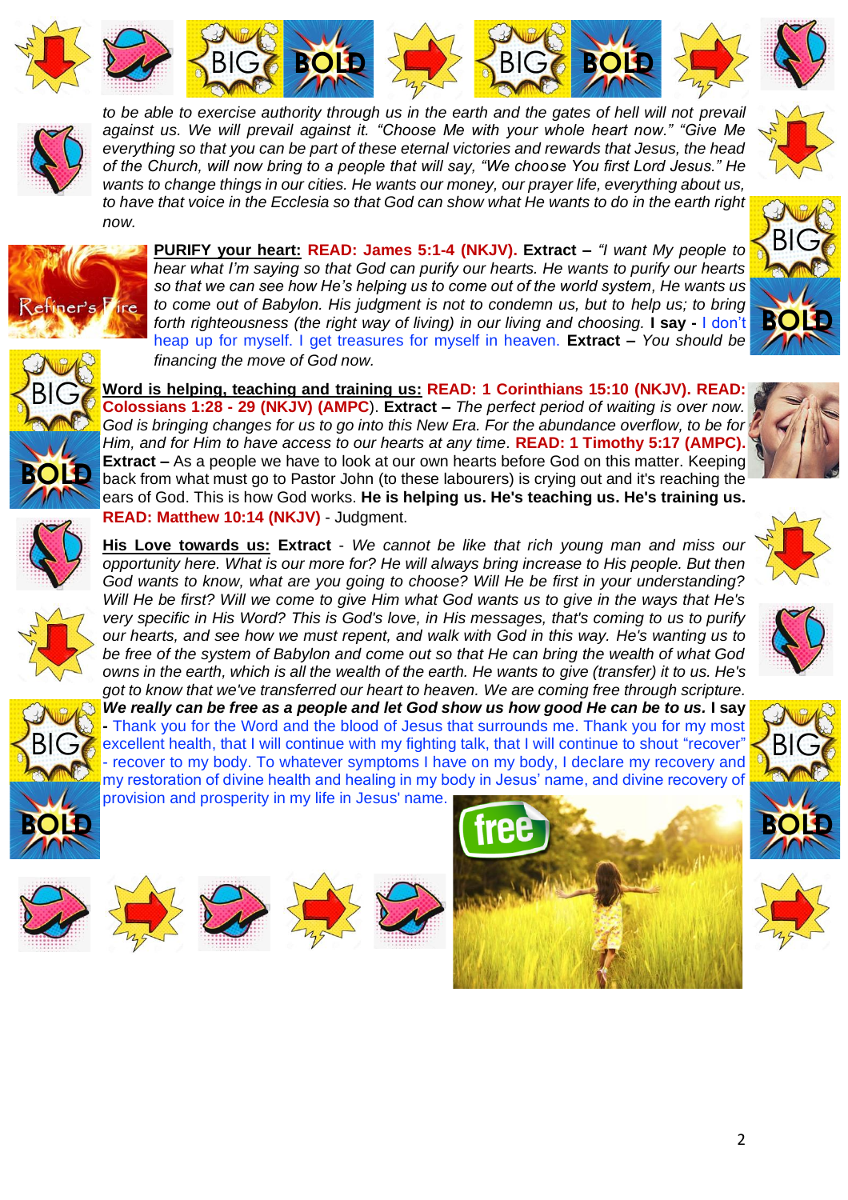*to be able to exercise authority through us in the earth and the gates of hell will not prevail against us. We will prevail against it. "Choose Me with your whole heart now." "Give Me everything so that you can be part of these eternal victories and rewards that Jesus, the head of the Church, will now bring to a people that will say, "We choose You first Lord Jesus." He wants to change things in our cities. He wants our money, our prayer life, everything about us, to have that voice in the Ecclesia so that God can show what He wants to do in the earth right now.*

**PURIFY your heart:** **READ: James 5:1-4 (NKJV).** **Extract –** *"I want My people to hear what I'm saying so that God can purify our hearts. He wants to purify our hearts so that we can see how He's helping us to come out of the world system, He wants us to come out of Babylon. His judgment is not to condemn us, but to help us; to bring forth righteousness (the right way of living) in our living and choosing.* **I say -** I don't heap up for myself. I get treasures for myself in heaven. **Extract –** *You should be financing the move of God now.*

**Word is helping, teaching and training us:** **READ: 1 Corinthians 15:10 (NKJV). READ: Colossians 1:28 - 29 (NKJV) (AMPC).** **Extract –** *The perfect period of waiting is over now. God is bringing changes for us to go into this New Era. For the abundance overflow, to be for Him, and for Him to have access to our hearts at any time.* **READ: 1 Timothy 5:17 (AMPC).** **Extract –** As a people we have to look at our own hearts before God on this matter. Keeping back from what must go to Pastor John (to these labourers) is crying out and it's reaching the ears of God. This is how God works. **He is helping us. He's teaching us. He's training us.** **READ: Matthew 10:14 (NKJV)** - Judgment.

**His Love towards us:** **Extract** - *We cannot be like that rich young man and miss our opportunity here. What is our more for? He will always bring increase to His people. But then God wants to know, what are you going to choose? Will He be first in your understanding? Will He be first? Will we come to give Him what God wants us to give in the ways that He's very specific in His Word? This is God's love, in His messages, that's coming to us to purify our hearts, and see how we must repent, and walk with God in this way. He's wanting us to be free of the system of Babylon and come out so that He can bring the wealth of what God owns in the earth, which is all the wealth of the earth. He wants to give (transfer) it to us. He's got to know that we've transferred our heart to heaven. We are coming free through scripture.* ***We really can be free as a people and let God show us how good He can be to us.*** **I say -** Thank you for the Word and the blood of Jesus that surrounds me. Thank you for my most excellent health, that I will continue with my fighting talk, that I will continue to shout "recover" - recover to my body. To whatever symptoms I have on my body, I declare my recovery and my restoration of divine health and healing in my body in Jesus' name, and divine recovery of provision and prosperity in my life in Jesus' name.